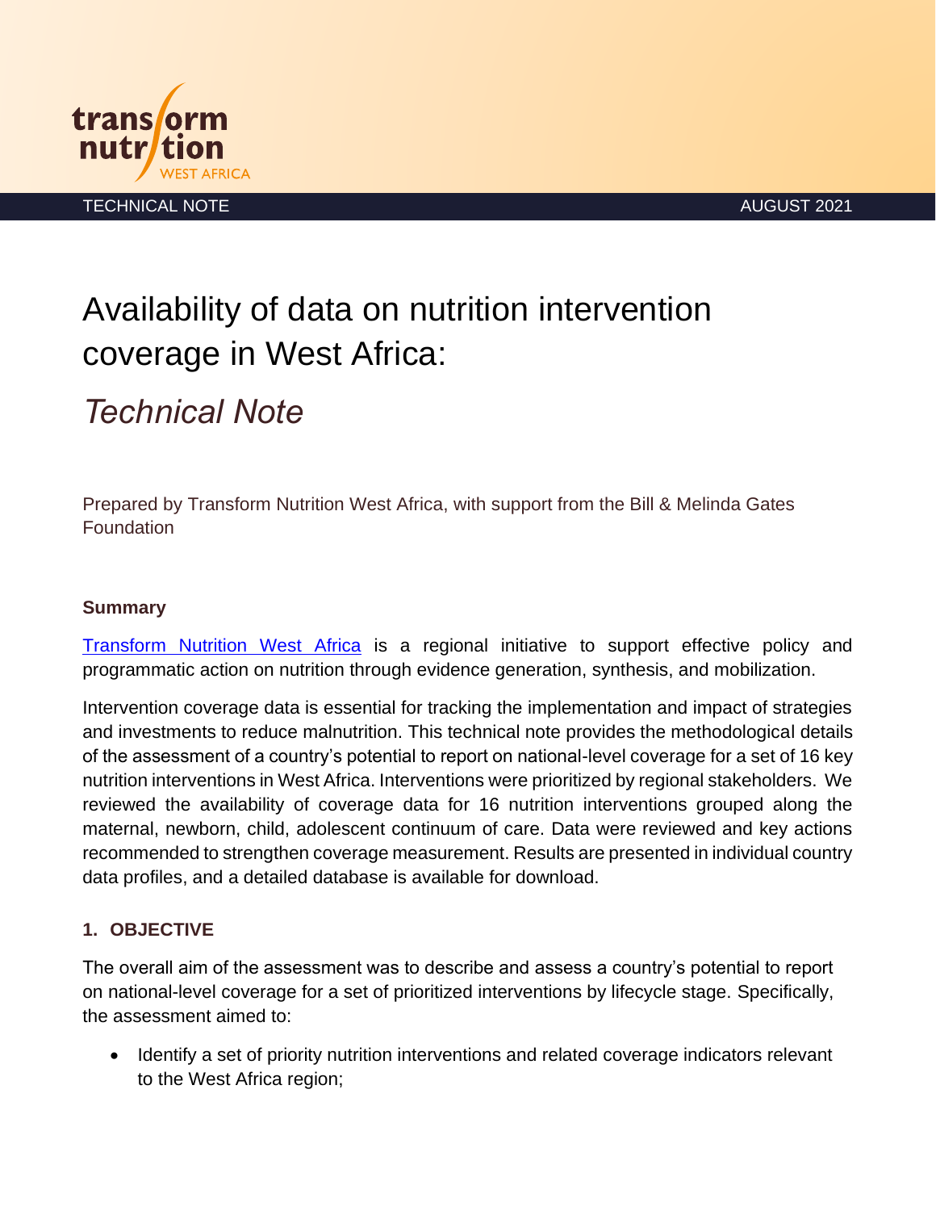TECHNICAL NOTE AUGUST 2021

# Availability of data on nutrition intervention coverage in West Africa:

## *Technical Note*

Prepared by Transform Nutrition West Africa, with support from the Bill & Melinda Gates Foundation

### Summary

[Transform Nutrition West Africa](#) is a regional initiative to support effective policy and programmatic action on nutrition through evidence generation, synthesis, and mobilization.

Intervention coverage data is essential for tracking the implementation and impact of strategies and investments to reduce malnutrition. This technical note provides the methodological details of the assessment of a country's potential to report on national-level coverage for a set of 16 key nutrition interventions in West Africa. Interventions were prioritized by regional stakeholders. We reviewed the availability of coverage data for 16 nutrition interventions grouped along the maternal, newborn, child, adolescent continuum of care. Data were reviewed and key actions recommended to strengthen coverage measurement. Results are presented in individual country data profiles, and a detailed database is available for download.

### 1. OBJECTIVE

The overall aim of the assessment was to describe and assess a country's potential to report on national-level coverage for a set of prioritized interventions by lifecycle stage. Specifically, the assessment aimed to:

- Identify a set of priority nutrition interventions and related coverage indicators relevant to the West Africa region;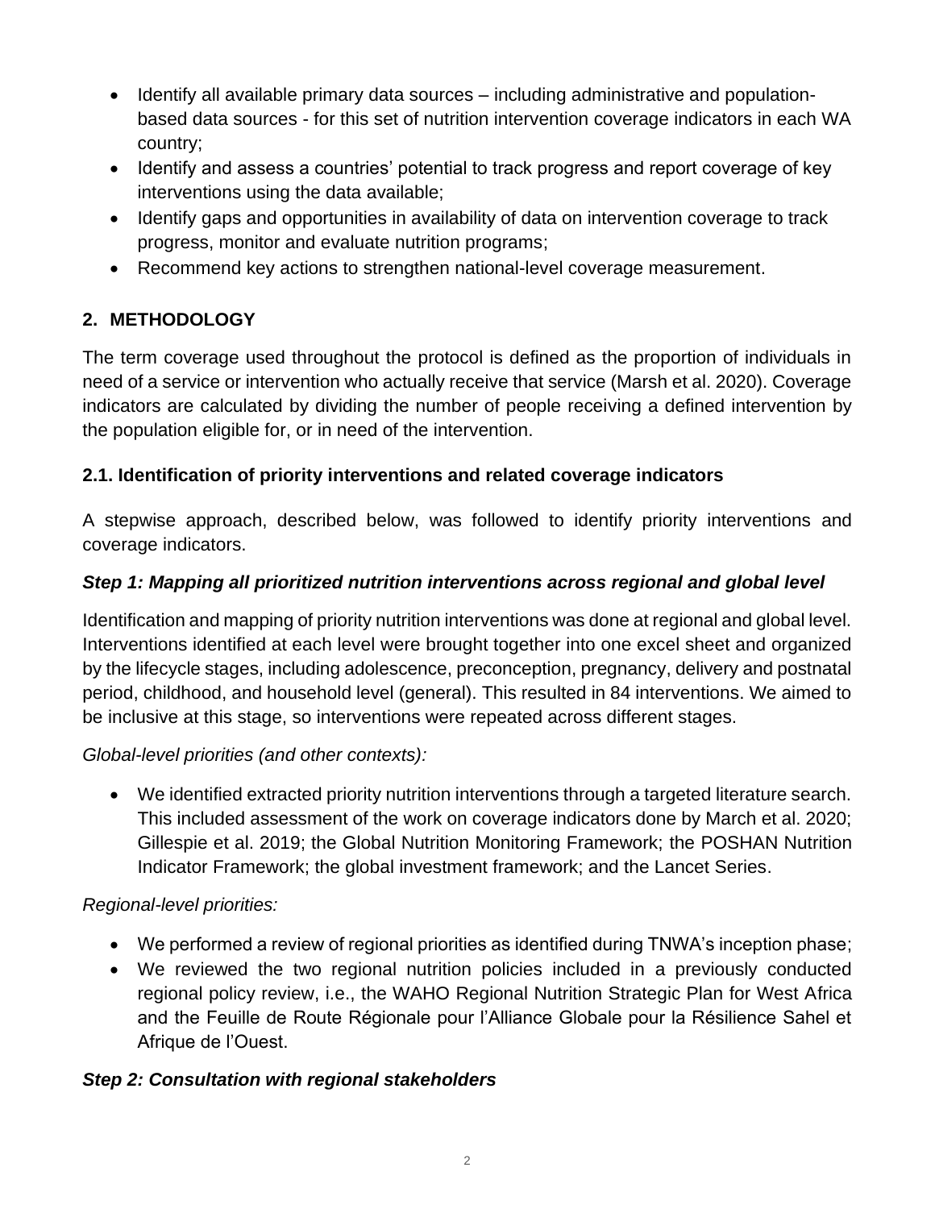- Identify all available primary data sources – including administrative and population-based data sources - for this set of nutrition intervention coverage indicators in each WA country;
- Identify and assess a countries' potential to track progress and report coverage of key interventions using the data available;
- Identify gaps and opportunities in availability of data on intervention coverage to track progress, monitor and evaluate nutrition programs;
- Recommend key actions to strengthen national-level coverage measurement.

## 2. METHODOLOGY

The term coverage used throughout the protocol is defined as the proportion of individuals in need of a service or intervention who actually receive that service (Marsh et al. 2020). Coverage indicators are calculated by dividing the number of people receiving a defined intervention by the population eligible for, or in need of the intervention.

### 2.1. Identification of priority interventions and related coverage indicators

A stepwise approach, described below, was followed to identify priority interventions and coverage indicators.

#### *Step 1: Mapping all prioritized nutrition interventions across regional and global level*

Identification and mapping of priority nutrition interventions was done at regional and global level. Interventions identified at each level were brought together into one excel sheet and organized by the lifecycle stages, including adolescence, preconception, pregnancy, delivery and postnatal period, childhood, and household level (general). This resulted in 84 interventions. We aimed to be inclusive at this stage, so interventions were repeated across different stages.

*Global-level priorities (and other contexts):*

- We identified extracted priority nutrition interventions through a targeted literature search. This included assessment of the work on coverage indicators done by March et al. 2020; Gillespie et al. 2019; the Global Nutrition Monitoring Framework; the POSHAN Nutrition Indicator Framework; the global investment framework; and the Lancet Series.

*Regional-level priorities:*

- We performed a review of regional priorities as identified during TNWA's inception phase;
- We reviewed the two regional nutrition policies included in a previously conducted regional policy review, i.e., the WAHO Regional Nutrition Strategic Plan for West Africa and the Feuille de Route Régionale pour l'Alliance Globale pour la Résilience Sahel et Afrique de l'Ouest.

#### *Step 2: Consultation with regional stakeholders*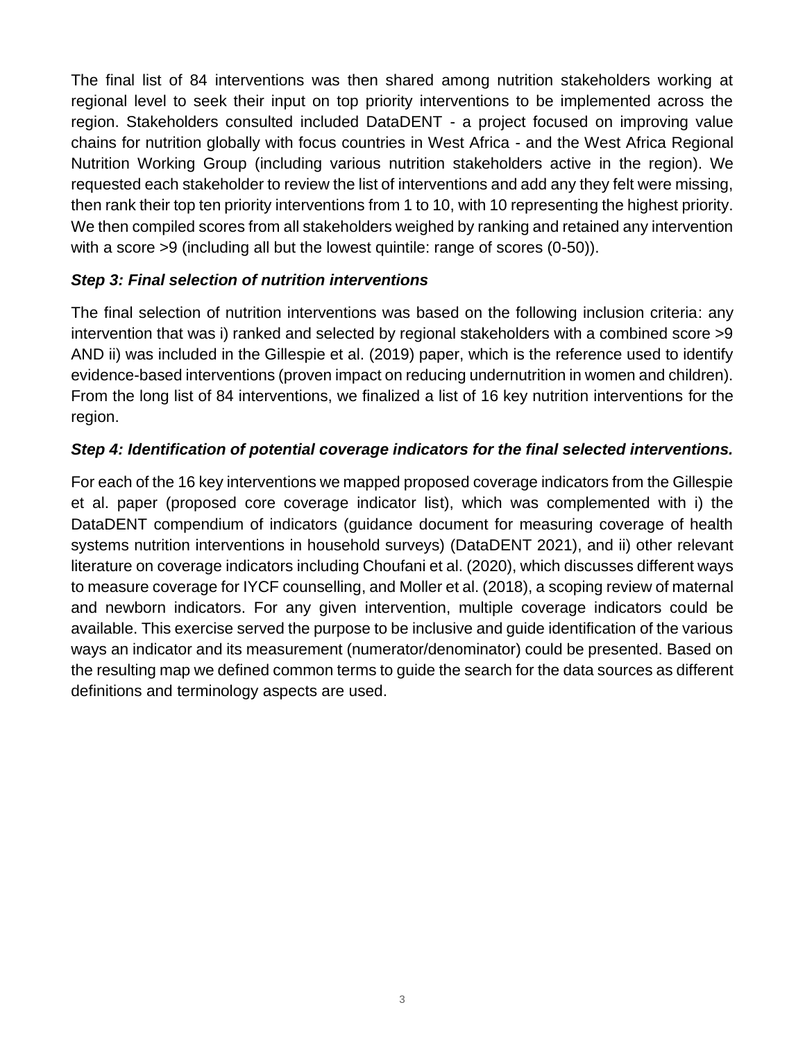The final list of 84 interventions was then shared among nutrition stakeholders working at regional level to seek their input on top priority interventions to be implemented across the region. Stakeholders consulted included DataDENT - a project focused on improving value chains for nutrition globally with focus countries in West Africa - and the West Africa Regional Nutrition Working Group (including various nutrition stakeholders active in the region). We requested each stakeholder to review the list of interventions and add any they felt were missing, then rank their top ten priority interventions from 1 to 10, with 10 representing the highest priority. We then compiled scores from all stakeholders weighed by ranking and retained any intervention with a score >9 (including all but the lowest quintile: range of scores (0-50)).

### *Step 3: Final selection of nutrition interventions*

The final selection of nutrition interventions was based on the following inclusion criteria: any intervention that was i) ranked and selected by regional stakeholders with a combined score >9 AND ii) was included in the Gillespie et al. (2019) paper, which is the reference used to identify evidence-based interventions (proven impact on reducing undernutrition in women and children). From the long list of 84 interventions, we finalized a list of 16 key nutrition interventions for the region.

### *Step 4: Identification of potential coverage indicators for the final selected interventions.*

For each of the 16 key interventions we mapped proposed coverage indicators from the Gillespie et al. paper (proposed core coverage indicator list), which was complemented with i) the DataDENT compendium of indicators (guidance document for measuring coverage of health systems nutrition interventions in household surveys) (DataDENT 2021), and ii) other relevant literature on coverage indicators including Choufani et al. (2020), which discusses different ways to measure coverage for IYCF counselling, and Moller et al. (2018), a scoping review of maternal and newborn indicators. For any given intervention, multiple coverage indicators could be available. This exercise served the purpose to be inclusive and guide identification of the various ways an indicator and its measurement (numerator/denominator) could be presented. Based on the resulting map we defined common terms to guide the search for the data sources as different definitions and terminology aspects are used.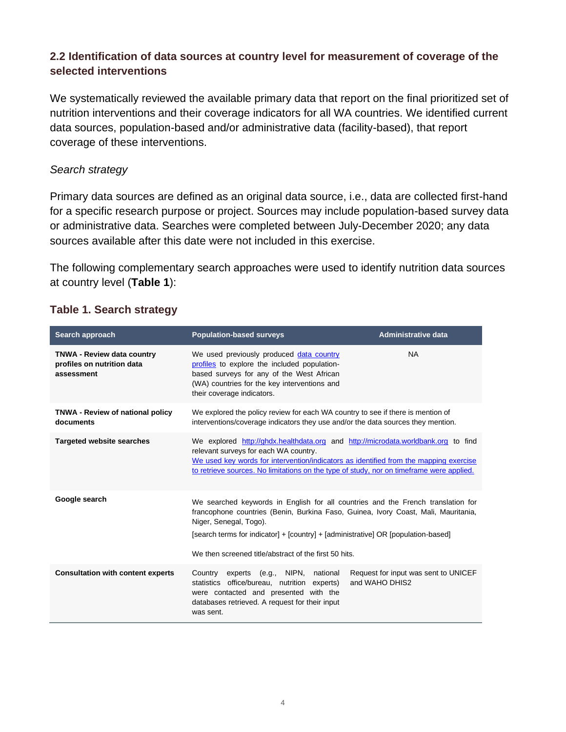### 2.2 Identification of data sources at country level for measurement of coverage of the selected interventions

We systematically reviewed the available primary data that report on the final prioritized set of nutrition interventions and their coverage indicators for all WA countries. We identified current data sources, population-based and/or administrative data (facility-based), that report coverage of these interventions.

*Search strategy*

Primary data sources are defined as an original data source, i.e., data are collected first-hand for a specific research purpose or project. Sources may include population-based survey data or administrative data. Searches were completed between July-December 2020; any data sources available after this date were not included in this exercise.

The following complementary search approaches were used to identify nutrition data sources at country level (**Table 1**):

#### Table 1. Search strategy

| Search approach | Population-based surveys | Administrative data |
|---|---|---|
| **TNWA - Review data country profiles on nutrition data assessment** | We used previously produced data country profiles to explore the included population-based surveys for any of the West African (WA) countries for the key interventions and their coverage indicators. | NA |
| **TNWA - Review of national policy documents** | We explored the policy review for each WA country to see if there is mention of interventions/coverage indicators they use and/or the data sources they mention. | |
| **Targeted website searches** | We explored http://ghdx.healthdata.org and http://microdata.worldbank.org to find relevant surveys for each WA country. We used key words for intervention/indicators as identified from the mapping exercise to retrieve sources. No limitations on the type of study, nor on timeframe were applied. | |
| **Google search** | We searched keywords in English for all countries and the French translation for francophone countries (Benin, Burkina Faso, Guinea, Ivory Coast, Mali, Mauritania, Niger, Senegal, Togo). [search terms for indicator] + [country] + [administrative] OR [population-based] We then screened title/abstract of the first 50 hits. | |
| **Consultation with content experts** | Country experts (e.g., NIPN, national statistics office/bureau, nutrition experts) were contacted and presented with the databases retrieved. A request for their input was sent. | Request for input was sent to UNICEF and WAHO DHIS2 |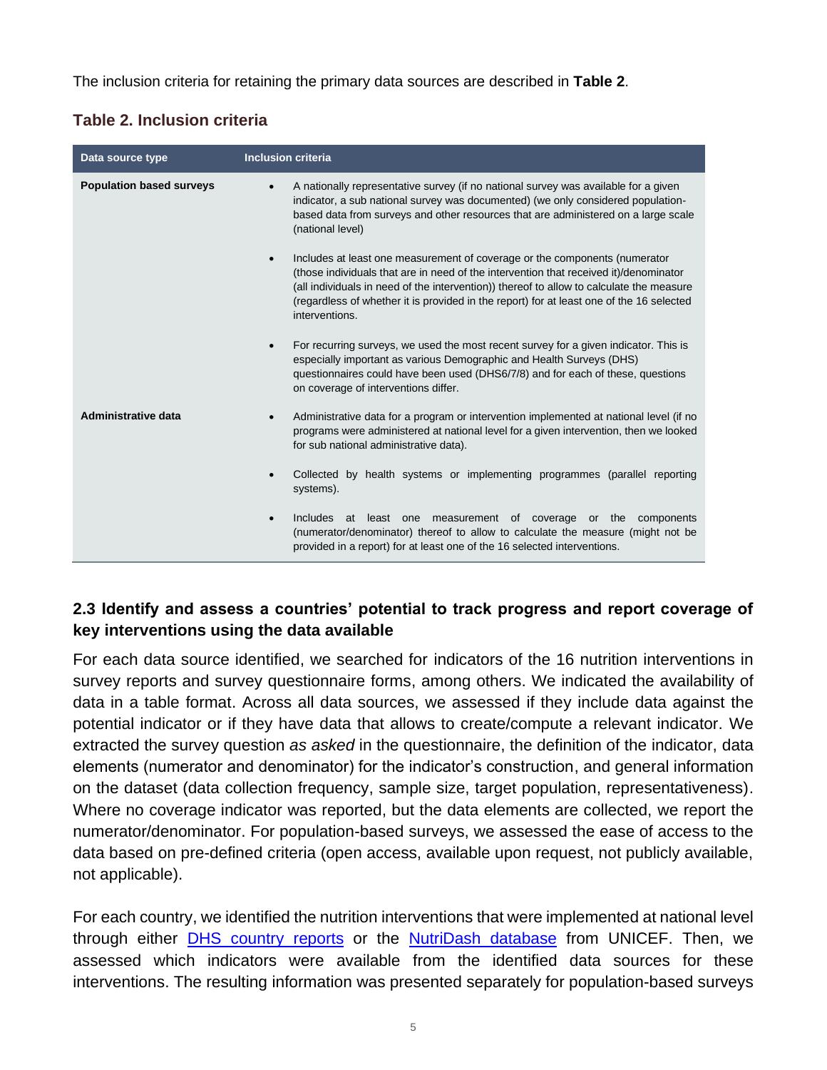The inclusion criteria for retaining the primary data sources are described in **Table 2**.

### Table 2. Inclusion criteria

| Data source type | Inclusion criteria |
| --- | --- |
| **Population based surveys** | • A nationally representative survey (if no national survey was available for a given indicator, a sub national survey was documented) (we only considered population-based data from surveys and other resources that are administered on a large scale (national level)<br><br>• Includes at least one measurement of coverage or the components (numerator (those individuals that are in need of the intervention that received it)/denominator (all individuals in need of the intervention)) thereof to allow to calculate the measure (regardless of whether it is provided in the report) for at least one of the 16 selected interventions.<br><br>• For recurring surveys, we used the most recent survey for a given indicator. This is especially important as various Demographic and Health Surveys (DHS) questionnaires could have been used (DHS6/7/8) and for each of these, questions on coverage of interventions differ. |
| **Administrative data** | • Administrative data for a program or intervention implemented at national level (if no programs were administered at national level for a given intervention, then we looked for sub national administrative data).<br><br>• Collected by health systems or implementing programmes (parallel reporting systems).<br><br>• Includes at least one measurement of coverage or the components (numerator/denominator) thereof to allow to calculate the measure (might not be provided in a report) for at least one of the 16 selected interventions. |

### 2.3 Identify and assess a countries' potential to track progress and report coverage of key interventions using the data available

For each data source identified, we searched for indicators of the 16 nutrition interventions in survey reports and survey questionnaire forms, among others. We indicated the availability of data in a table format. Across all data sources, we assessed if they include data against the potential indicator or if they have data that allows to create/compute a relevant indicator. We extracted the survey question *as asked* in the questionnaire, the definition of the indicator, data elements (numerator and denominator) for the indicator's construction, and general information on the dataset (data collection frequency, sample size, target population, representativeness). Where no coverage indicator was reported, but the data elements are collected, we report the numerator/denominator. For population-based surveys, we assessed the ease of access to the data based on pre-defined criteria (open access, available upon request, not publicly available, not applicable).

For each country, we identified the nutrition interventions that were implemented at national level through either DHS country reports or the NutriDash database from UNICEF. Then, we assessed which indicators were available from the identified data sources for these interventions. The resulting information was presented separately for population-based surveys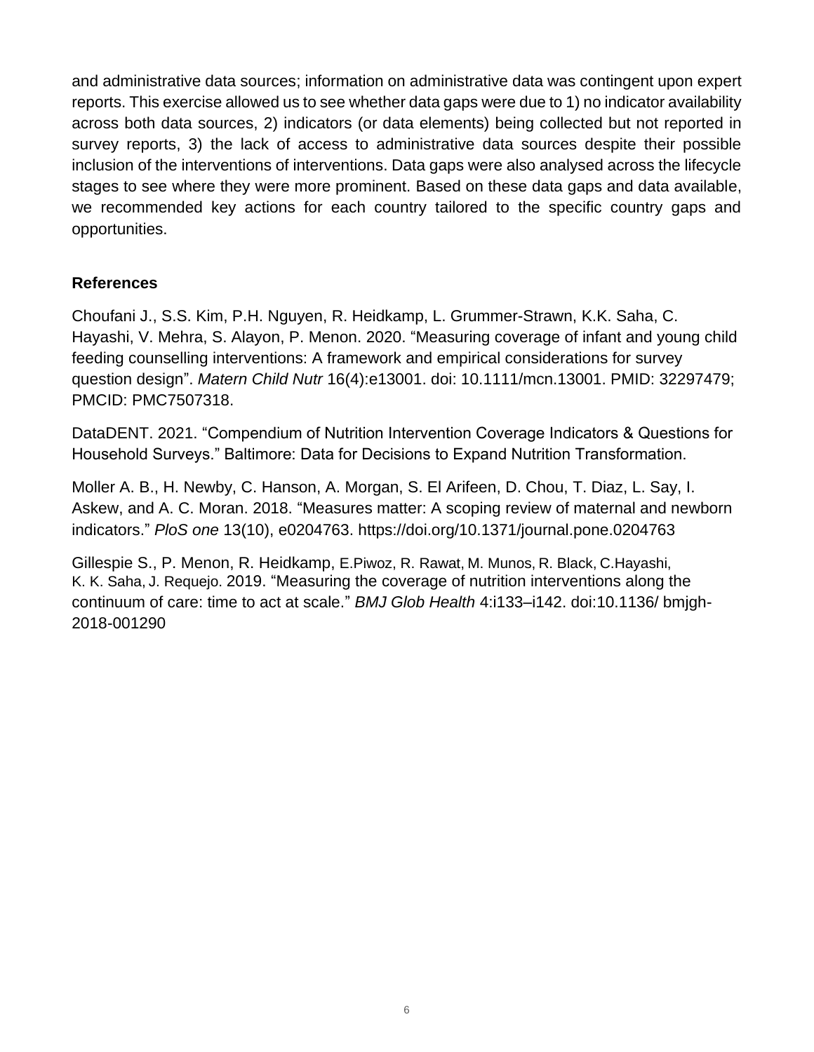and administrative data sources; information on administrative data was contingent upon expert reports. This exercise allowed us to see whether data gaps were due to 1) no indicator availability across both data sources, 2) indicators (or data elements) being collected but not reported in survey reports, 3) the lack of access to administrative data sources despite their possible inclusion of the interventions of interventions. Data gaps were also analysed across the lifecycle stages to see where they were more prominent. Based on these data gaps and data available, we recommended key actions for each country tailored to the specific country gaps and opportunities.

## References

Choufani J., S.S. Kim, P.H. Nguyen, R. Heidkamp, L. Grummer-Strawn, K.K. Saha, C. Hayashi, V. Mehra, S. Alayon, P. Menon. 2020. "Measuring coverage of infant and young child feeding counselling interventions: A framework and empirical considerations for survey question design". *Matern Child Nutr* 16(4):e13001. doi: 10.1111/mcn.13001. PMID: 32297479; PMCID: PMC7507318.

DataDENT. 2021. "Compendium of Nutrition Intervention Coverage Indicators & Questions for Household Surveys." Baltimore: Data for Decisions to Expand Nutrition Transformation.

Moller A. B., H. Newby, C. Hanson, A. Morgan, S. El Arifeen, D. Chou, T. Diaz, L. Say, I. Askew, and A. C. Moran. 2018. "Measures matter: A scoping review of maternal and newborn indicators." *PloS one* 13(10), e0204763. https://doi.org/10.1371/journal.pone.0204763

Gillespie S., P. Menon, R. Heidkamp, E.Piwoz, R. Rawat, M. Munos, R. Black, C.Hayashi, K. K. Saha, J. Requejo. 2019. "Measuring the coverage of nutrition interventions along the continuum of care: time to act at scale." *BMJ Glob Health* 4:i133–i142. doi:10.1136/ bmjgh-2018-001290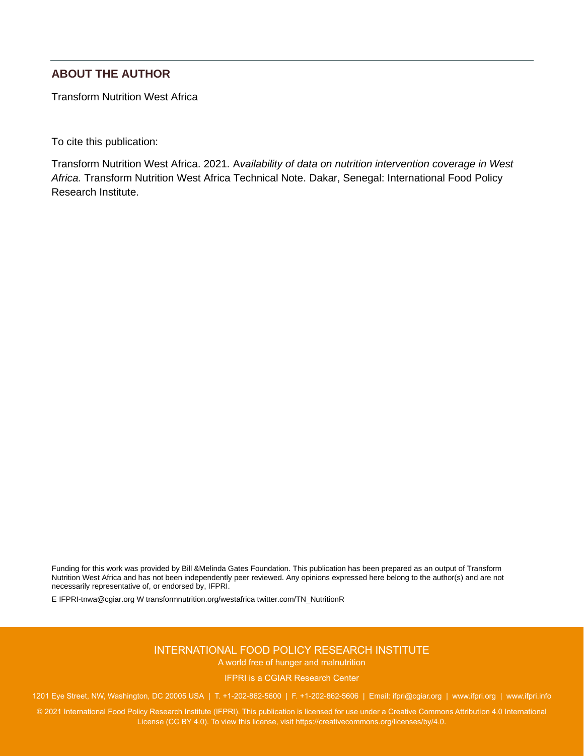## ABOUT THE AUTHOR

Transform Nutrition West Africa

To cite this publication:

Transform Nutrition West Africa. 2021. *Availability of data on nutrition intervention coverage in West Africa.* Transform Nutrition West Africa Technical Note. Dakar, Senegal: International Food Policy Research Institute.

Funding for this work was provided by Bill &Melinda Gates Foundation. This publication has been prepared as an output of Transform Nutrition West Africa and has not been independently peer reviewed. Any opinions expressed here belong to the author(s) and are not necessarily representative of, or endorsed by, IFPRI.

E IFPRI-tnwa@cgiar.org W transformnutrition.org/westafrica twitter.com/TN_NutritionR

INTERNATIONAL FOOD POLICY RESEARCH INSTITUTE

A world free of hunger and malnutrition

IFPRI is a CGIAR Research Center

1201 Eye Street, NW, Washington, DC 20005 USA | T. +1-202-862-5600 | F. +1-202-862-5606 | Email: ifpri@cgiar.org | www.ifpri.org | www.ifpri.info

© 2021 International Food Policy Research Institute (IFPRI). This publication is licensed for use under a Creative Commons Attribution 4.0 International License (CC BY 4.0). To view this license, visit https://creativecommons.org/licenses/by/4.0.